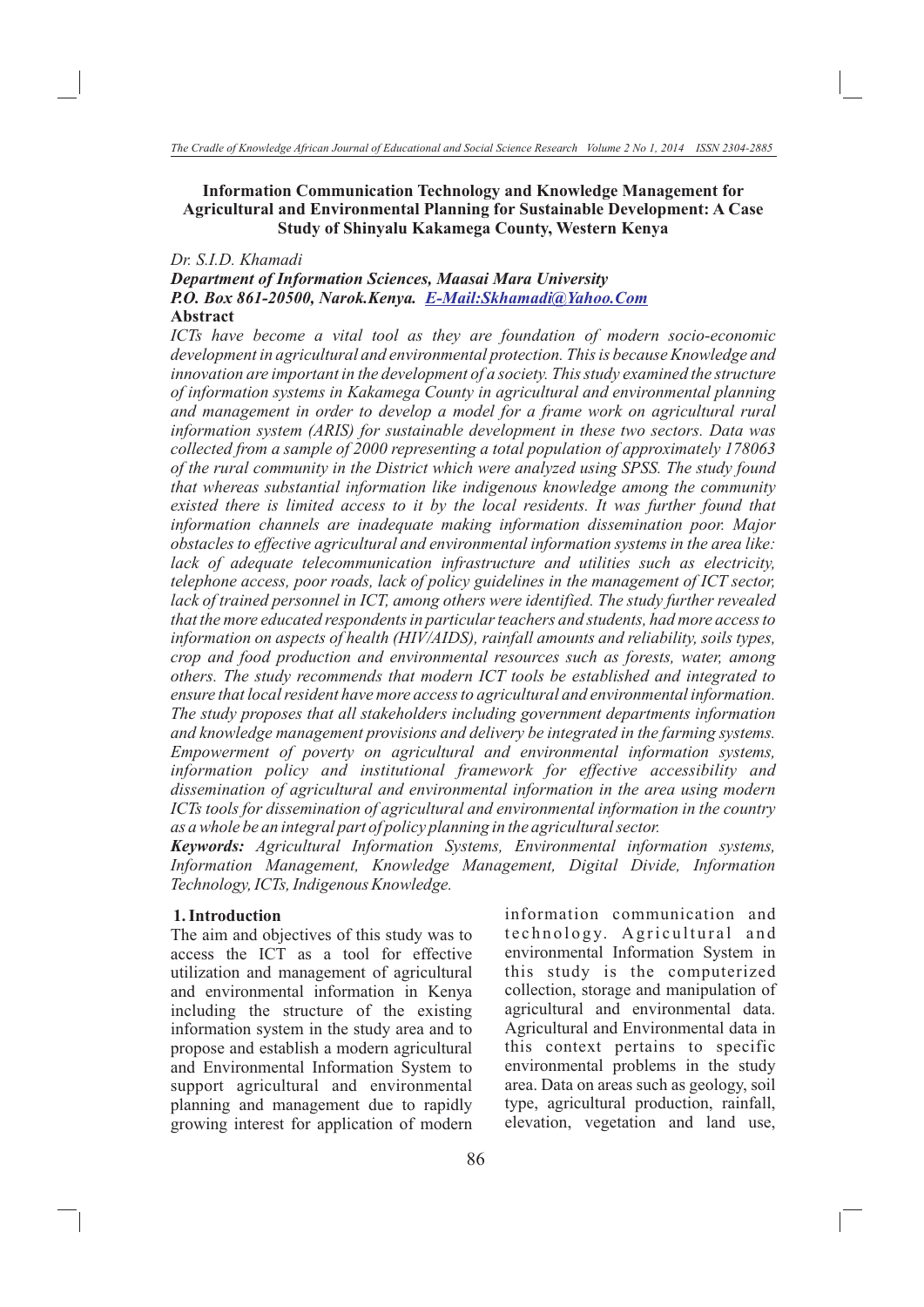# Information Communication Technology and Knowledge Management for Agricultural and Environmental Planning for Sustainable Development: A Case Study of Shinyalu Kakamega County, Western Kenya

*Dr. S.I.D. Khamadi*

***Department of Information Sciences, Maasai Mara University***

***P.O. Box 861-20500, Narok.Kenya. E-Mail:Skhamadi@Yahoo.Com***

**Abstract**

*ICTs have become a vital tool as they are foundation of modern socio-economic development in agricultural and environmental protection. This is because Knowledge and innovation are important in the development of a society. This study examined the structure of information systems in Kakamega County in agricultural and environmental planning and management in order to develop a model for a frame work on agricultural rural information system (ARIS) for sustainable development in these two sectors. Data was collected from a sample of 2000 representing a total population of approximately 178063 of the rural community in the District which were analyzed using SPSS. The study found that whereas substantial information like indigenous knowledge among the community existed there is limited access to it by the local residents. It was further found that information channels are inadequate making information dissemination poor. Major obstacles to effective agricultural and environmental information systems in the area like: lack of adequate telecommunication infrastructure and utilities such as electricity, telephone access, poor roads, lack of policy guidelines in the management of ICT sector, lack of trained personnel in ICT, among others were identified. The study further revealed that the more educated respondents in particular teachers and students, had more access to information on aspects of health (HIV/AIDS), rainfall amounts and reliability, soils types, crop and food production and environmental resources such as forests, water, among others. The study recommends that modern ICT tools be established and integrated to ensure that local resident have more access to agricultural and environmental information. The study proposes that all stakeholders including government departments information and knowledge management provisions and delivery be integrated in the farming systems. Empowerment of poverty on agricultural and environmental information systems, information policy and institutional framework for effective accessibility and dissemination of agricultural and environmental information in the area using modern ICTs tools for dissemination of agricultural and environmental information in the country as a whole be an integral part of policy planning in the agricultural sector.*

***Keywords:*** *Agricultural Information Systems, Environmental information systems, Information Management, Knowledge Management, Digital Divide, Information Technology, ICTs, Indigenous Knowledge.*

## 1. Introduction

The aim and objectives of this study was to access the ICT as a tool for effective utilization and management of agricultural and environmental information in Kenya including the structure of the existing information system in the study area and to propose and establish a modern agricultural and Environmental Information System to support agricultural and environmental planning and management due to rapidly growing interest for application of modern information communication and technology. Agricultural and environmental Information System in this study is the computerized collection, storage and manipulation of agricultural and environmental data. Agricultural and Environmental data in this context pertains to specific environmental problems in the study area. Data on areas such as geology, soil type, agricultural production, rainfall, elevation, vegetation and land use,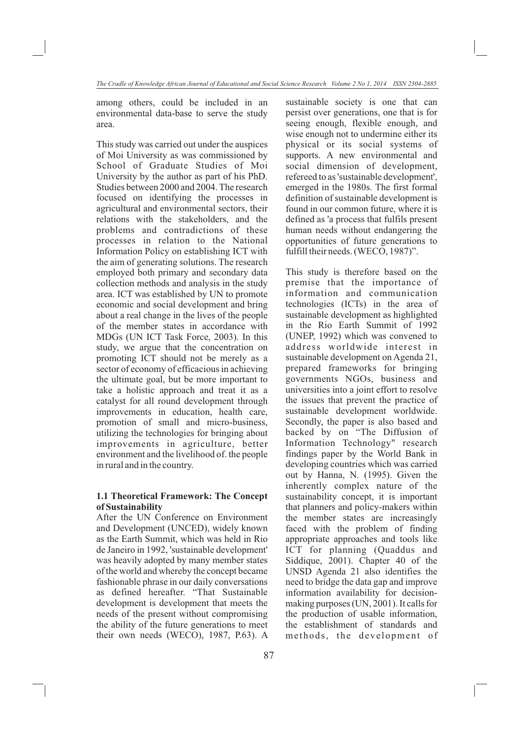among others, could be included in an environmental data-base to serve the study area.

This study was carried out under the auspices of Moi University as was commissioned by School of Graduate Studies of Moi University by the author as part of his PhD. Studies between 2000 and 2004. The research focused on identifying the processes in agricultural and environmental sectors, their relations with the stakeholders, and the problems and contradictions of these processes in relation to the National Information Policy on establishing ICT with the aim of generating solutions. The research employed both primary and secondary data collection methods and analysis in the study area. ICT was established by UN to promote economic and social development and bring about a real change in the lives of the people of the member states in accordance with MDGs (UN ICT Task Force, 2003). In this study, we argue that the concentration on promoting ICT should not be merely as a sector of economy of efficacious in achieving the ultimate goal, but be more important to take a holistic approach and treat it as a catalyst for all round development through improvements in education, health care, promotion of small and micro-business, utilizing the technologies for bringing about improvements in agriculture, better environment and the livelihood of. the people in rural and in the country.

### 1.1 Theoretical Framework: The Concept of Sustainability

After the UN Conference on Environment and Development (UNCED), widely known as the Earth Summit, which was held in Rio de Janeiro in 1992, 'sustainable development' was heavily adopted by many member states of the world and whereby the concept became fashionable phrase in our daily conversations as defined hereafter. "That Sustainable development is development that meets the needs of the present without compromising the ability of the future generations to meet their own needs (WECO), 1987, P.63). A sustainable society is one that can persist over generations, one that is for seeing enough, flexible enough, and wise enough not to undermine either its physical or its social systems of supports. A new environmental and social dimension of development, refereed to as 'sustainable development', emerged in the 1980s. The first formal definition of sustainable development is found in our common future, where it is defined as 'a process that fulfils present human needs without endangering the opportunities of future generations to fulfill their needs. (WECO, 1987)".

This study is therefore based on the premise that the importance of information and communication technologies (ICTs) in the area of sustainable development as highlighted in the Rio Earth Summit of 1992 (UNEP, 1992) which was convened to address worldwide interest in sustainable development on Agenda 21, prepared frameworks for bringing governments NGOs, business and universities into a joint effort to resolve the issues that prevent the practice of sustainable development worldwide. Secondly, the paper is also based and backed by on "The Diffusion of Information Technology" research findings paper by the World Bank in developing countries which was carried out by Hanna, N. (1995). Given the inherently complex nature of the sustainability concept, it is important that planners and policy-makers within the member states are increasingly faced with the problem of finding appropriate approaches and tools like ICT for planning (Quaddus and Siddique, 2001). Chapter 40 of the UNSD Agenda 21 also identifies the need to bridge the data gap and improve information availability for decision-making purposes (UN, 2001). It calls for the production of usable information, the establishment of standards and methods, the development of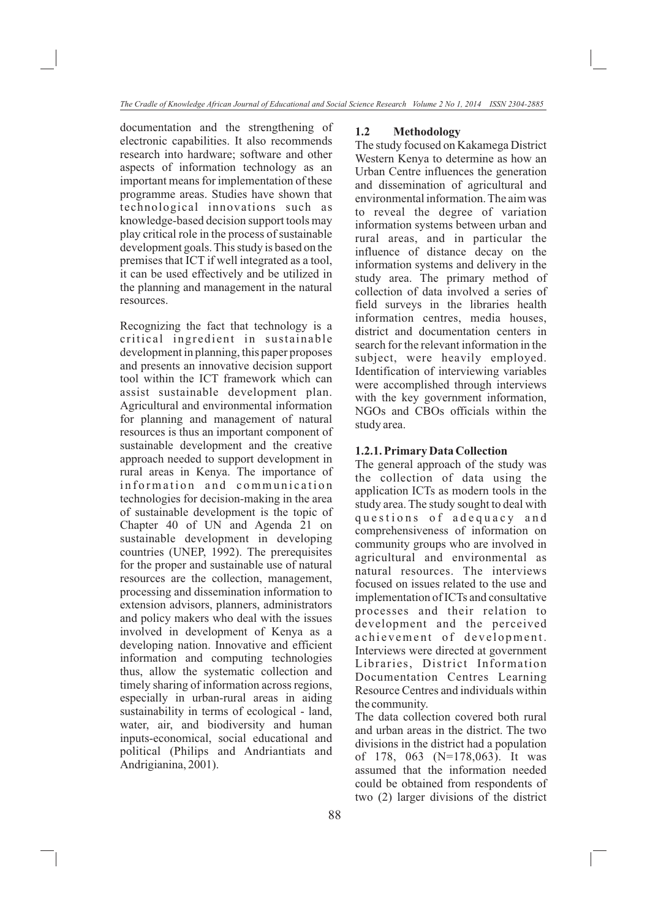documentation and the strengthening of electronic capabilities. It also recommends research into hardware; software and other aspects of information technology as an important means for implementation of these programme areas. Studies have shown that technological innovations such as knowledge-based decision support tools may play critical role in the process of sustainable development goals. This study is based on the premises that ICT if well integrated as a tool, it can be used effectively and be utilized in the planning and management in the natural resources.

Recognizing the fact that technology is a critical ingredient in sustainable development in planning, this paper proposes and presents an innovative decision support tool within the ICT framework which can assist sustainable development plan. Agricultural and environmental information for planning and management of natural resources is thus an important component of sustainable development and the creative approach needed to support development in rural areas in Kenya. The importance of information and communication technologies for decision-making in the area of sustainable development is the topic of Chapter 40 of UN and Agenda 21 on sustainable development in developing countries (UNEP, 1992). The prerequisites for the proper and sustainable use of natural resources are the collection, management, processing and dissemination information to extension advisors, planners, administrators and policy makers who deal with the issues involved in development of Kenya as a developing nation. Innovative and efficient information and computing technologies thus, allow the systematic collection and timely sharing of information across regions, especially in urban-rural areas in aiding sustainability in terms of ecological - land, water, air, and biodiversity and human inputs-economical, social educational and political (Philips and Andriantiats and Andrigianina, 2001).

## 1.2 Methodology

The study focused on Kakamega District Western Kenya to determine as how an Urban Centre influences the generation and dissemination of agricultural and environmental information. The aim was to reveal the degree of variation information systems between urban and rural areas, and in particular the influence of distance decay on the information systems and delivery in the study area. The primary method of collection of data involved a series of field surveys in the libraries health information centres, media houses, district and documentation centers in search for the relevant information in the subject, were heavily employed. Identification of interviewing variables were accomplished through interviews with the key government information, NGOs and CBOs officials within the study area.

### 1.2.1. Primary Data Collection

The general approach of the study was the collection of data using the application ICTs as modern tools in the study area. The study sought to deal with questions of adequacy and comprehensiveness of information on community groups who are involved in agricultural and environmental as natural resources. The interviews focused on issues related to the use and implementation of ICTs and consultative processes and their relation to development and the perceived achievement of development. Interviews were directed at government Libraries, District Information Documentation Centres Learning Resource Centres and individuals within the community.

The data collection covered both rural and urban areas in the district. The two divisions in the district had a population of 178, 063 (N=178,063). It was assumed that the information needed could be obtained from respondents of two (2) larger divisions of the district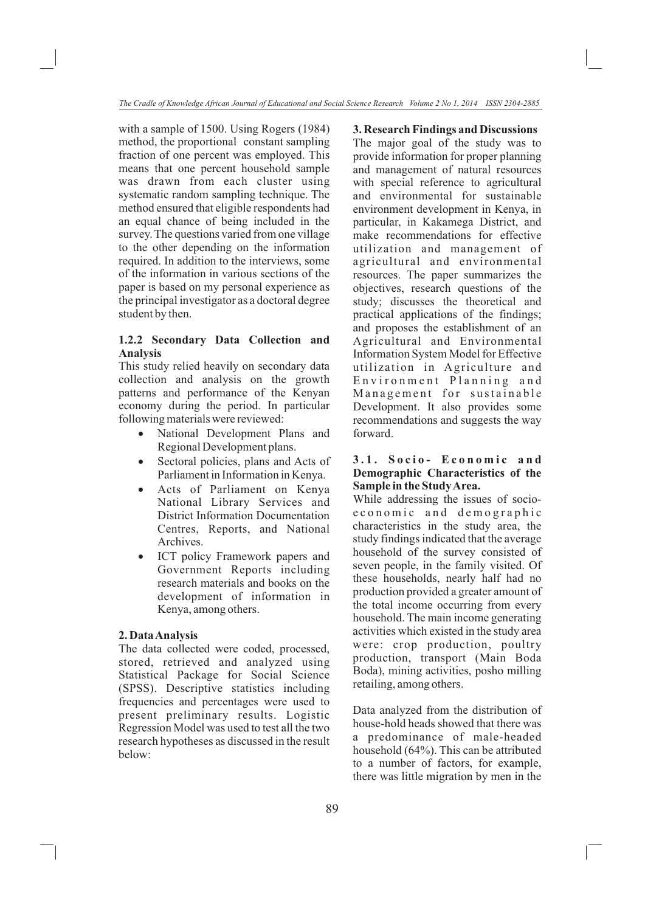with a sample of 1500. Using Rogers (1984) method, the proportional constant sampling fraction of one percent was employed. This means that one percent household sample was drawn from each cluster using systematic random sampling technique. The method ensured that eligible respondents had an equal chance of being included in the survey. The questions varied from one village to the other depending on the information required. In addition to the interviews, some of the information in various sections of the paper is based on my personal experience as the principal investigator as a doctoral degree student by then.

### 1.2.2 Secondary Data Collection and Analysis

This study relied heavily on secondary data collection and analysis on the growth patterns and performance of the Kenyan economy during the period. In particular following materials were reviewed:

- National Development Plans and Regional Development plans.
- Sectoral policies, plans and Acts of Parliament in Information in Kenya.
- Acts of Parliament on Kenya National Library Services and District Information Documentation Centres, Reports, and National Archives.
- ICT policy Framework papers and Government Reports including research materials and books on the development of information in Kenya, among others.

## 2. Data Analysis

The data collected were coded, processed, stored, retrieved and analyzed using Statistical Package for Social Science (SPSS). Descriptive statistics including frequencies and percentages were used to present preliminary results. Logistic Regression Model was used to test all the two research hypotheses as discussed in the result below:

## 3. Research Findings and Discussions

The major goal of the study was to provide information for proper planning and management of natural resources with special reference to agricultural and environmental for sustainable environment development in Kenya, in particular, in Kakamega District, and make recommendations for effective utilization and management of agricultural and environmental resources. The paper summarizes the objectives, research questions of the study; discusses the theoretical and practical applications of the findings; and proposes the establishment of an Agricultural and Environmental Information System Model for Effective utilization in Agriculture and Environment Planning and Management for sustainable Development. It also provides some recommendations and suggests the way forward.

### 3.1. Socio- Economic and Demographic Characteristics of the Sample in the Study Area.

While addressing the issues of socio-economic and demographic characteristics in the study area, the study findings indicated that the average household of the survey consisted of seven people, in the family visited. Of these households, nearly half had no production provided a greater amount of the total income occurring from every household. The main income generating activities which existed in the study area were: crop production, poultry production, transport (Main Boda Boda), mining activities, posho milling retailing, among others.

Data analyzed from the distribution of house-hold heads showed that there was a predominance of male-headed household (64%). This can be attributed to a number of factors, for example, there was little migration by men in the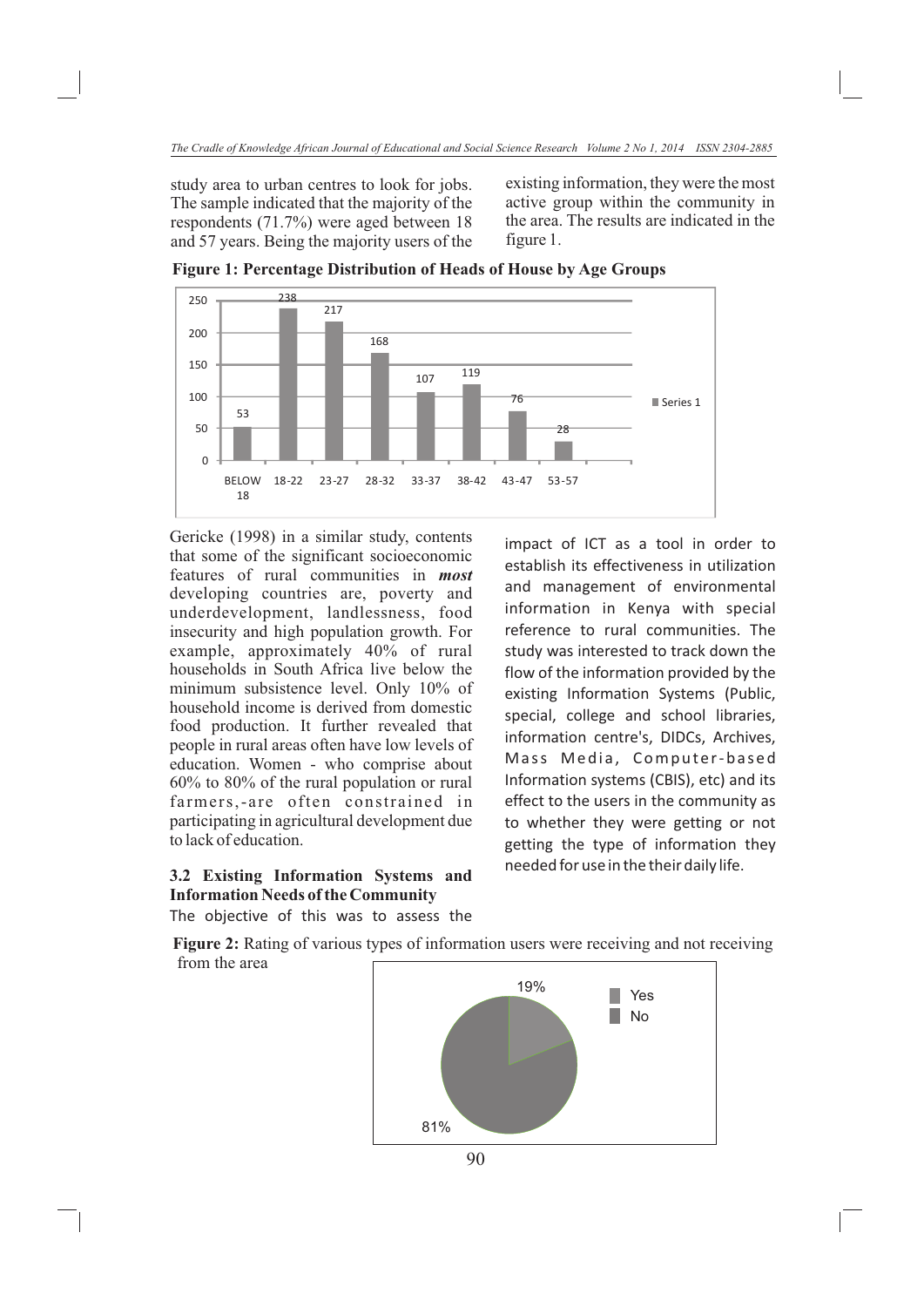study area to urban centres to look for jobs. The sample indicated that the majority of the respondents (71.7%) were aged between 18 and 57 years. Being the majority users of the existing information, they were the most active group within the community in the area. The results are indicated in the figure 1.

**Figure 1: Percentage Distribution of Heads of House by Age Groups**

| Age Group | Series 1 |
|---|---|
| BELOW 18 | 53 |
| 18-22 | 238 |
| 23-27 | 217 |
| 28-32 | 168 |
| 33-37 | 107 |
| 38-42 | 119 |
| 43-47 | 76 |
| 53-57 | 28 |

Gericke (1998) in a similar study, contents that some of the significant socioeconomic features of rural communities in ***most*** developing countries are, poverty and underdevelopment, landlessness, food insecurity and high population growth. For example, approximately 40% of rural households in South Africa live below the minimum subsistence level. Only 10% of household income is derived from domestic food production. It further revealed that people in rural areas often have low levels of education. Women - who comprise about 60% to 80% of the rural population or rural farmers,-are often constrained in participating in agricultural development due to lack of education.

### 3.2 Existing Information Systems and Information Needs of the Community

The objective of this was to assess the impact of ICT as a tool in order to establish its effectiveness in utilization and management of environmental information in Kenya with special reference to rural communities. The study was interested to track down the flow of the information provided by the existing Information Systems (Public, special, college and school libraries, information centre's, DIDCs, Archives, Mass Media, Computer-based Information systems (CBIS), etc) and its effect to the users in the community as to whether they were getting or not getting the type of information they needed for use in the their daily life.

**Figure 2:** Rating of various types of information users were receiving and not receiving from the area

| Response | Percentage |
|---|---|
| Yes | 19% |
| No | 81% |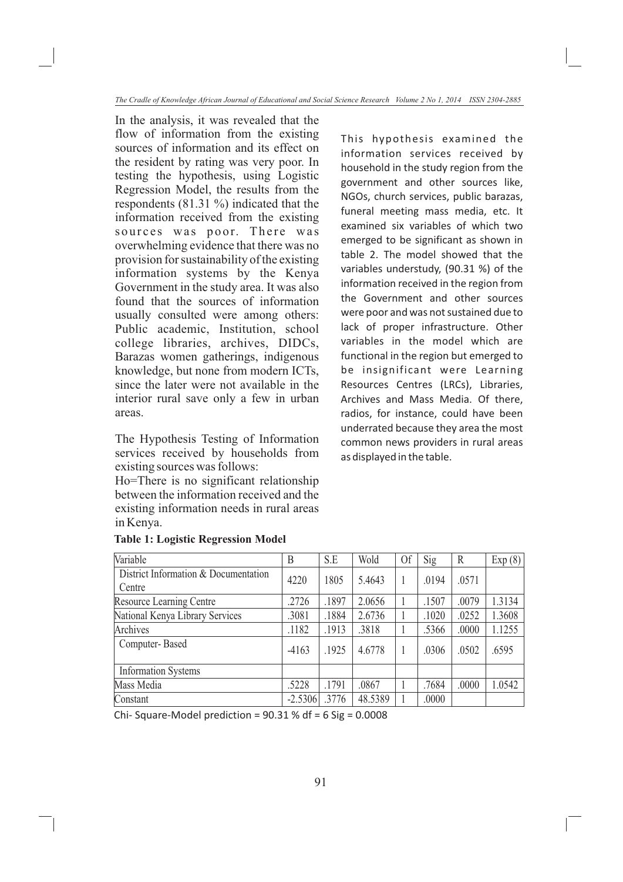In the analysis, it was revealed that the flow of information from the existing sources of information and its effect on the resident by rating was very poor. In testing the hypothesis, using Logistic Regression Model, the results from the respondents (81.31 %) indicated that the information received from the existing sources was poor. There was overwhelming evidence that there was no provision for sustainability of the existing information systems by the Kenya Government in the study area. It was also found that the sources of information usually consulted were among others: Public academic, Institution, school college libraries, archives, DIDCs, Barazas women gatherings, indigenous knowledge, but none from modern ICTs, since the later were not available in the interior rural save only a few in urban areas.

The Hypothesis Testing of Information services received by households from existing sources was follows:

Ho=There is no significant relationship between the information received and the existing information needs in rural areas in Kenya.

This hypothesis examined the information services received by household in the study region from the government and other sources like, NGOs, church services, public barazas, funeral meeting mass media, etc. It examined six variables of which two emerged to be significant as shown in table 2. The model showed that the variables understudy, (90.31 %) of the information received in the region from the Government and other sources were poor and was not sustained due to lack of proper infrastructure. Other variables in the model which are functional in the region but emerged to be insignificant were Learning Resources Centres (LRCs), Libraries, Archives and Mass Media. Of there, radios, for instance, could have been underrated because they area the most common news providers in rural areas as displayed in the table.

**Table 1: Logistic Regression Model**

| Variable | B | S.E | Wold | Of | Sig | R | Exp (8) |
|---|---|---|---|---|---|---|---|
| District Information & Documentation Centre | 4220 | 1805 | 5.4643 | 1 | .0194 | .0571 | |
| Resource Learning Centre | .2726 | .1897 | 2.0656 | 1 | .1507 | .0079 | 1.3134 |
| National Kenya Library Services | .3081 | .1884 | 2.6736 | 1 | .1020 | .0252 | 1.3608 |
| Archives | .1182 | .1913 | .3818 | 1 | .5366 | .0000 | 1.1255 |
| Computer- Based | -4163 | .1925 | 4.6778 | 1 | .0306 | .0502 | .6595 |
| Information Systems | | | | | | | |
| Mass Media | .5228 | .1791 | .0867 | 1 | .7684 | .0000 | 1.0542 |
| Constant | -2.5306 | .3776 | 48.5389 | 1 | .0000 | | |

Chi- Square-Model prediction = 90.31 % df = 6 Sig = 0.0008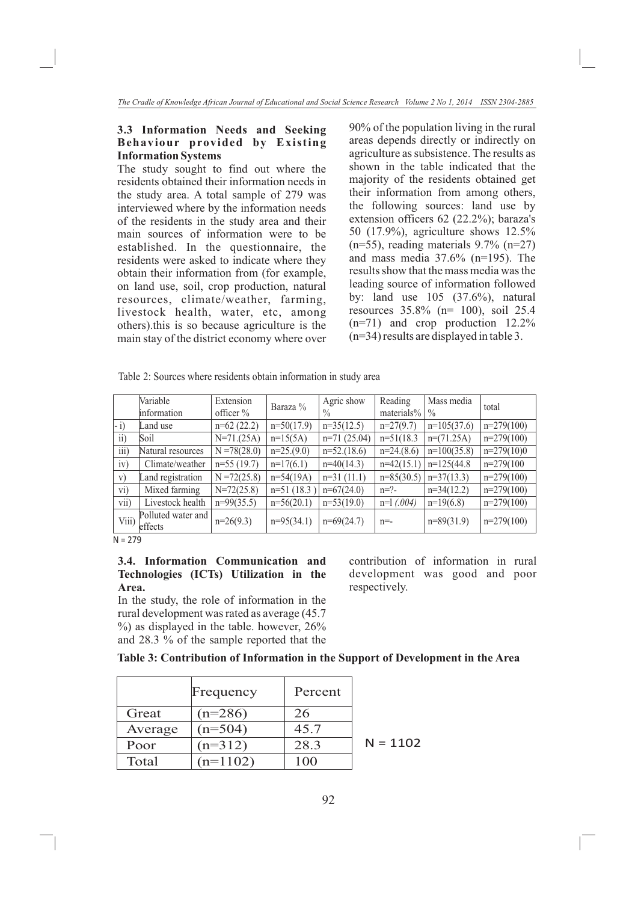### 3.3 Information Needs and Seeking Behaviour provided by Existing Information Systems

The study sought to find out where the residents obtained their information needs in the study area. A total sample of 279 was interviewed where by the information needs of the residents in the study area and their main sources of information were to be established. In the questionnaire, the residents were asked to indicate where they obtain their information from (for example, on land use, soil, crop production, natural resources, climate/weather, farming, livestock health, water, etc, among others).this is so because agriculture is the main stay of the district economy where over 90% of the population living in the rural areas depends directly or indirectly on agriculture as subsistence. The results as shown in the table indicated that the majority of the residents obtained get their information from among others, the following sources: land use by extension officers 62 (22.2%); baraza's 50 (17.9%), agriculture shows 12.5% (n=55), reading materials 9.7% (n=27) and mass media 37.6% (n=195). The results show that the mass media was the leading source of information followed by: land use 105 (37.6%), natural resources 35.8% (n= 100), soil 25.4 (n=71) and crop production 12.2% (n=34) results are displayed in table 3.

Table 2: Sources where residents obtain information in study area

| | Variable information | Extension officer % | Baraza % | Agric show % | Reading materials% | Mass media % | total |
|---|---|---|---|---|---|---|---|
| - i) | Land use | n=62 (22.2) | n=50(17.9) | n=35(12.5) | n=27(9.7) | n=105(37.6) | n=279(100) |
| ii) | Soil | N=71.(25A) | n=15(5A) | n=71 (25.04) | n=51(18.3 | n=(71.25A) | n=279(100) |
| iii) | Natural resources | N =78(28.0) | n=25.(9.0) | n=52.(18.6) | n=24.(8.6) | n=100(35.8) | n=279(10)0 |
| iv) | Climate/weather | n=55 (19.7) | n=17(6.1) | n=40(14.3) | n=42(15.1) | n=125(44.8 | n=279(100 |
| v) | Land registration | N =72(25.8) | n=54(19A) | n=31 (11.1) | n=85(30.5) | n=37(13.3) | n=279(100) |
| vi) | Mixed farming | N=72(25.8) | n=51 (18.3 ) | n=67(24.0) | n=?- | n=34(12.2) | n=279(100) |
| vii) | Livestock health | n=99(35.5) | n=56(20.1) | n=53(19.0) | n=l *(.004)* | n=19(6.8) | n=279(100) |
| Viii) | Polluted water and effects | n=26(9.3) | n=95(34.1) | n=69(24.7) | n=- | n=89(31.9) | n=279(100) |

N = 279

### 3.4. Information Communication and Technologies (ICTs) Utilization in the Area.

In the study, the role of information in the rural development was rated as average (45.7 %) as displayed in the table. however, 26% and 28.3 % of the sample reported that the contribution of information in rural development was good and poor respectively.

**Table 3: Contribution of Information in the Support of Development in the Area**

| | Frequency | Percent |
|---|---|---|
| Great | (n=286) | 26 |
| Average | (n=504) | 45.7 |
| Poor | (n=312) | 28.3 |
| Total | (n=1102) | 100 |

N = 1102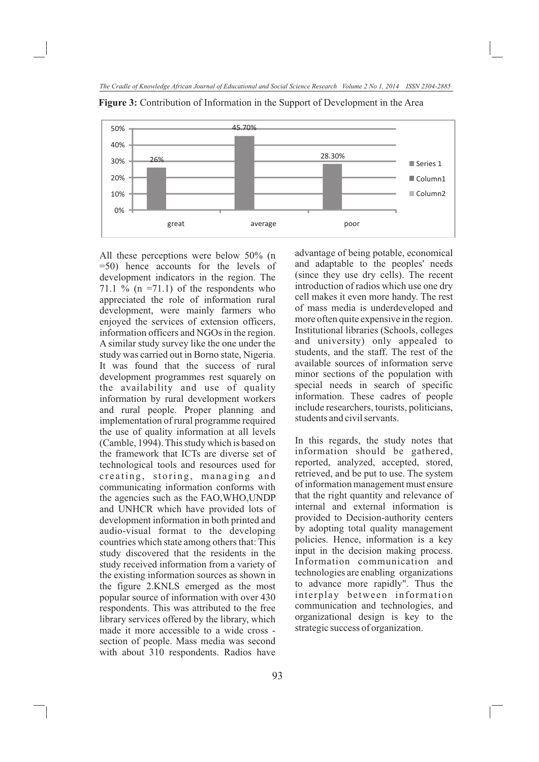**Figure 3:** Contribution of Information in the Support of Development in the Area

| | Series 1 |
|---|---|
| great | 26% |
| average | 45.70% |
| poor | 28.30% |

All these perceptions were below 50% (n =50) hence accounts for the levels of development indicators in the region. The 71.1 % (n =71.1) of the respondents who appreciated the role of information rural development, were mainly farmers who enjoyed the services of extension officers, information officers and NGOs in the region. A similar study survey like the one under the study was carried out in Borno state, Nigeria. It was found that the success of rural development programmes rest squarely on the availability and use of quality information by rural development workers and rural people. Proper planning and implementation of rural programme required the use of quality information at all levels (Camble, 1994). This study which is based on the framework that ICTs are diverse set of technological tools and resources used for creating, storing, managing and communicating information conforms with the agencies such as the FAO,WHO,UNDP and UNHCR which have provided lots of development information in both printed and audio-visual format to the developing countries which state among others that: This study discovered that the residents in the study received information from a variety of the existing information sources as shown in the figure 2.KNLS emerged as the most popular source of information with over 430 respondents. This was attributed to the free library services offered by the library, which made it more accessible to a wide cross - section of people. Mass media was second with about 310 respondents. Radios have advantage of being potable, economical and adaptable to the peoples' needs (since they use dry cells). The recent introduction of radios which use one dry cell makes it even more handy. The rest of mass media is underdeveloped and more often quite expensive in the region. Institutional libraries (Schools, colleges and university) only appealed to students, and the staff. The rest of the available sources of information serve minor sections of the population with special needs in search of specific information. These cadres of people include researchers, tourists, politicians, students and civil servants.

In this regards, the study notes that information should be gathered, reported, analyzed, accepted, stored, retrieved, and be put to use. The system of information management must ensure that the right quantity and relevance of internal and external information is provided to Decision-authority centers by adopting total quality management policies. Hence, information is a key input in the decision making process. Information communication and technologies are enabling organizations to advance more rapidly". Thus the interplay between information communication and technologies, and organizational design is key to the strategic success of organization.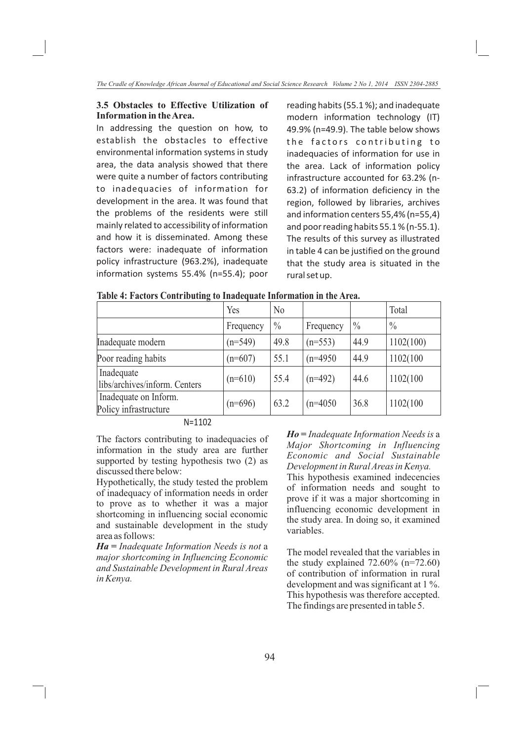### 3.5 Obstacles to Effective Utilization of Information in the Area.

In addressing the question on how, to establish the obstacles to effective environmental information systems in study area, the data analysis showed that there were quite a number of factors contributing to inadequacies of information for development in the area. It was found that the problems of the residents were still mainly related to accessibility of information and how it is disseminated. Among these factors were: inadequate of information policy infrastructure (963.2%), inadequate information systems 55.4% (n=55.4); poor reading habits (55.1 %); and inadequate modern information technology (IT) 49.9% (n=49.9). The table below shows the factors contributing to inadequacies of information for use in the area. Lack of information policy infrastructure accounted for 63.2% (n-63.2) of information deficiency in the region, followed by libraries, archives and information centers 55,4% (n=55,4) and poor reading habits 55.1 % (n-55.1). The results of this survey as illustrated in table 4 can be justified on the ground that the study area is situated in the rural set up.

**Table 4: Factors Contributing to Inadequate Information in the Area.**

| | Yes | No | | | Total |
|---|---|---|---|---|---|
| | Frequency | % | Frequency | % | % |
| Inadequate modern | (n=549) | 49.8 | (n=553) | 44.9 | 1102(100) |
| Poor reading habits | (n=607) | 55.1 | (n=4950 | 44.9 | 1102(100 |
| Inadequate libs/archives/inform. Centers | (n=610) | 55.4 | (n=492) | 44.6 | 1102(100 |
| Inadequate on Inform. Policy infrastructure | (n=696) | 63.2 | (n=4050 | 36.8 | 1102(100 |

N=1102

The factors contributing to inadequacies of information in the study area are further supported by testing hypothesis two (2) as discussed there below:

Hypothetically, the study tested the problem of inadequacy of information needs in order to prove as to whether it was a major shortcoming in influencing social economic and sustainable development in the study area as follows:

***Ha** = Inadequate Information Needs is not* a *major shortcoming in Influencing Economic and Sustainable Development in Rural Areas in Kenya.*

***Ho** = Inadequate Information Needs is* a *Major Shortcoming in Influencing Economic and Social Sustainable Development in Rural Areas in Kenya.*

This hypothesis examined indecencies of information needs and sought to prove if it was a major shortcoming in influencing economic development in the study area. In doing so, it examined variables.

The model revealed that the variables in the study explained 72.60% (n=72.60) of contribution of information in rural development and was significant at 1 %. This hypothesis was therefore accepted. The findings are presented in table 5.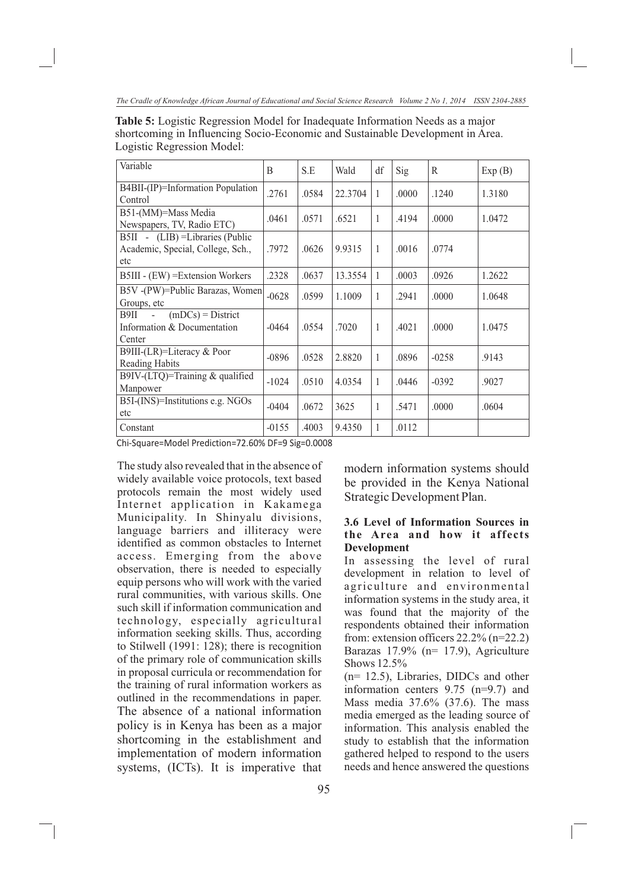**Table 5:** Logistic Regression Model for Inadequate Information Needs as a major shortcoming in Influencing Socio-Economic and Sustainable Development in Area. Logistic Regression Model:

| Variable | B | S.E | Wald | df | Sig | R | Exp (B) |
|---|---|---|---|---|---|---|---|
| B4BII-(IP)=Information Population Control | .2761 | .0584 | 22.3704 | 1 | .0000 | .1240 | 1.3180 |
| B51-(MM)=Mass Media Newspapers, TV, Radio ETC) | .0461 | .0571 | .6521 | 1 | .4194 | .0000 | 1.0472 |
| B5II - (LIB) =Libraries (Public Academic, Special, College, Sch., etc | .7972 | .0626 | 9.9315 | 1 | .0016 | .0774 | |
| B5III - (EW) =Extension Workers | .2328 | .0637 | 13.3554 | 1 | .0003 | .0926 | 1.2622 |
| B5V -(PW)=Public Barazas, Women Groups, etc | -0628 | .0599 | 1.1009 | 1 | .2941 | .0000 | 1.0648 |
| B9II - (mDCs) = District Information & Documentation Center | -0464 | .0554 | .7020 | 1 | .4021 | .0000 | 1.0475 |
| B9III-(LR)=Literacy & Poor Reading Habits | -0896 | .0528 | 2.8820 | 1 | .0896 | -0258 | .9143 |
| B9IV-(LTQ)=Training & qualified Manpower | -1024 | .0510 | 4.0354 | 1 | .0446 | -0392 | .9027 |
| B5I-(INS)=Institutions e.g. NGOs etc | -0404 | .0672 | 3625 | 1 | .5471 | .0000 | .0604 |
| Constant | -0155 | .4003 | 9.4350 | 1 | .0112 | | |

Chi-Square=Model Prediction=72.60% DF=9 Sig=0.0008

The study also revealed that in the absence of widely available voice protocols, text based protocols remain the most widely used Internet application in Kakamega Municipality. In Shinyalu divisions, language barriers and illiteracy were identified as common obstacles to Internet access. Emerging from the above observation, there is needed to especially equip persons who will work with the varied rural communities, with various skills. One such skill if information communication and technology, especially agricultural information seeking skills. Thus, according to Stilwell (1991: 128); there is recognition of the primary role of communication skills in proposal curricula or recommendation for the training of rural information workers as outlined in the recommendations in paper. The absence of a national information policy is in Kenya has been as a major shortcoming in the establishment and implementation of modern information systems, (ICTs). It is imperative that modern information systems should be provided in the Kenya National Strategic Development Plan.

### 3.6 Level of Information Sources in the Area and how it affects Development

In assessing the level of rural development in relation to level of agriculture and environmental information systems in the study area, it was found that the majority of the respondents obtained their information from: extension officers 22.2% (n=22.2) Barazas 17.9% (n= 17.9), Agriculture Shows 12.5% (n= 12.5), Libraries, DIDCs and other information centers 9.75 (n=9.7) and Mass media 37.6% (37.6). The mass media emerged as the leading source of information. This analysis enabled the study to establish that the information gathered helped to respond to the users needs and hence answered the questions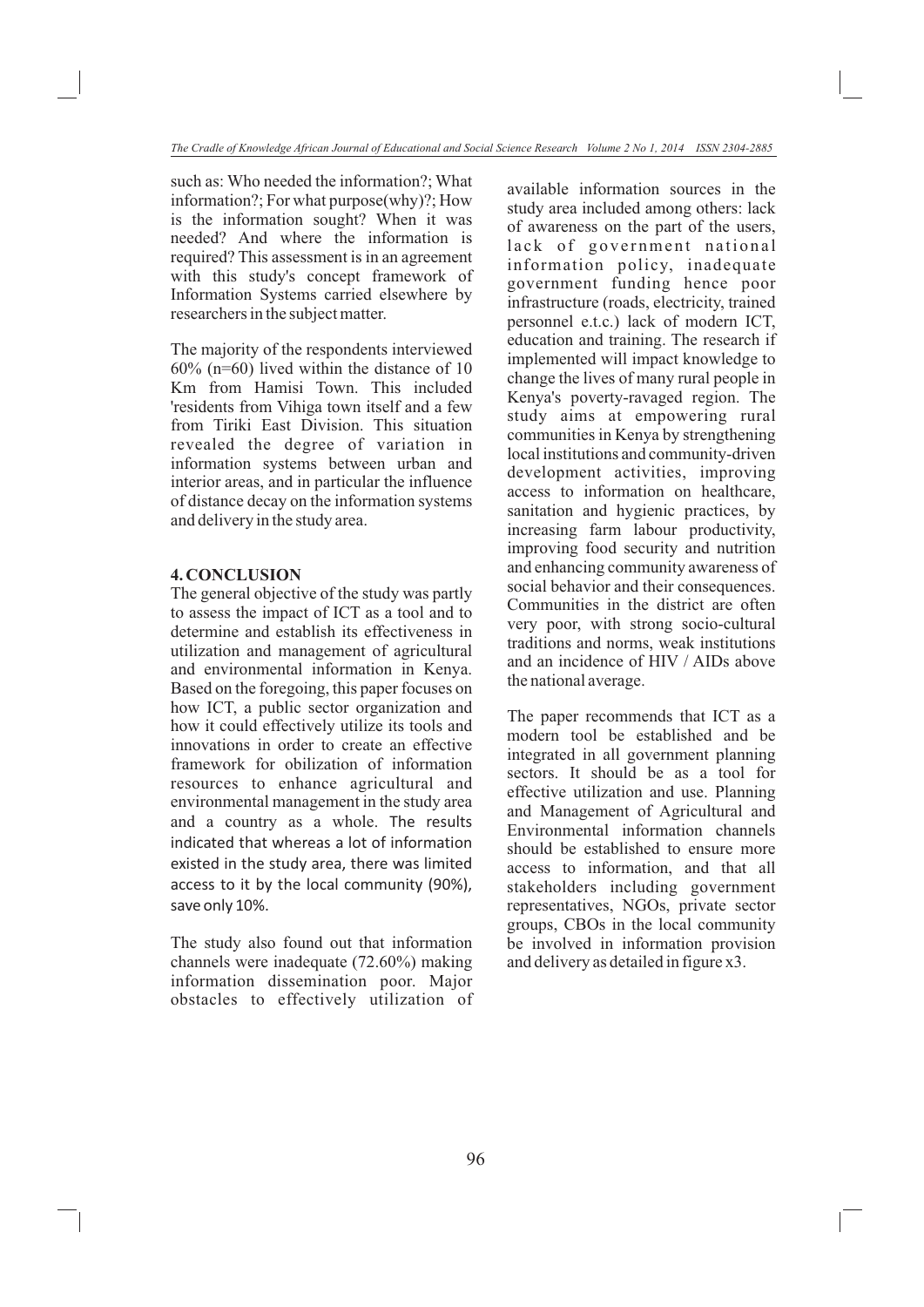such as: Who needed the information?; What information?; For what purpose(why)?; How is the information sought? When it was needed? And where the information is required? This assessment is in an agreement with this study's concept framework of Information Systems carried elsewhere by researchers in the subject matter.

The majority of the respondents interviewed 60% (n=60) lived within the distance of 10 Km from Hamisi Town. This included 'residents from Vihiga town itself and a few from Tiriki East Division. This situation revealed the degree of variation in information systems between urban and interior areas, and in particular the influence of distance decay on the information systems and delivery in the study area.

## 4. CONCLUSION

The general objective of the study was partly to assess the impact of ICT as a tool and to determine and establish its effectiveness in utilization and management of agricultural and environmental information in Kenya. Based on the foregoing, this paper focuses on how ICT, a public sector organization and how it could effectively utilize its tools and innovations in order to create an effective framework for obilization of information resources to enhance agricultural and environmental management in the study area and a country as a whole. The results indicated that whereas a lot of information existed in the study area, there was limited access to it by the local community (90%), save only 10%.

The study also found out that information channels were inadequate (72.60%) making information dissemination poor. Major obstacles to effectively utilization of available information sources in the study area included among others: lack of awareness on the part of the users, lack of government national information policy, inadequate government funding hence poor infrastructure (roads, electricity, trained personnel e.t.c.) lack of modern ICT, education and training. The research if implemented will impact knowledge to change the lives of many rural people in Kenya's poverty-ravaged region. The study aims at empowering rural communities in Kenya by strengthening local institutions and community-driven development activities, improving access to information on healthcare, sanitation and hygienic practices, by increasing farm labour productivity, improving food security and nutrition and enhancing community awareness of social behavior and their consequences. Communities in the district are often very poor, with strong socio-cultural traditions and norms, weak institutions and an incidence of HIV / AIDs above the national average.

The paper recommends that ICT as a modern tool be established and be integrated in all government planning sectors. It should be as a tool for effective utilization and use. Planning and Management of Agricultural and Environmental information channels should be established to ensure more access to information, and that all stakeholders including government representatives, NGOs, private sector groups, CBOs in the local community be involved in information provision and delivery as detailed in figure x3.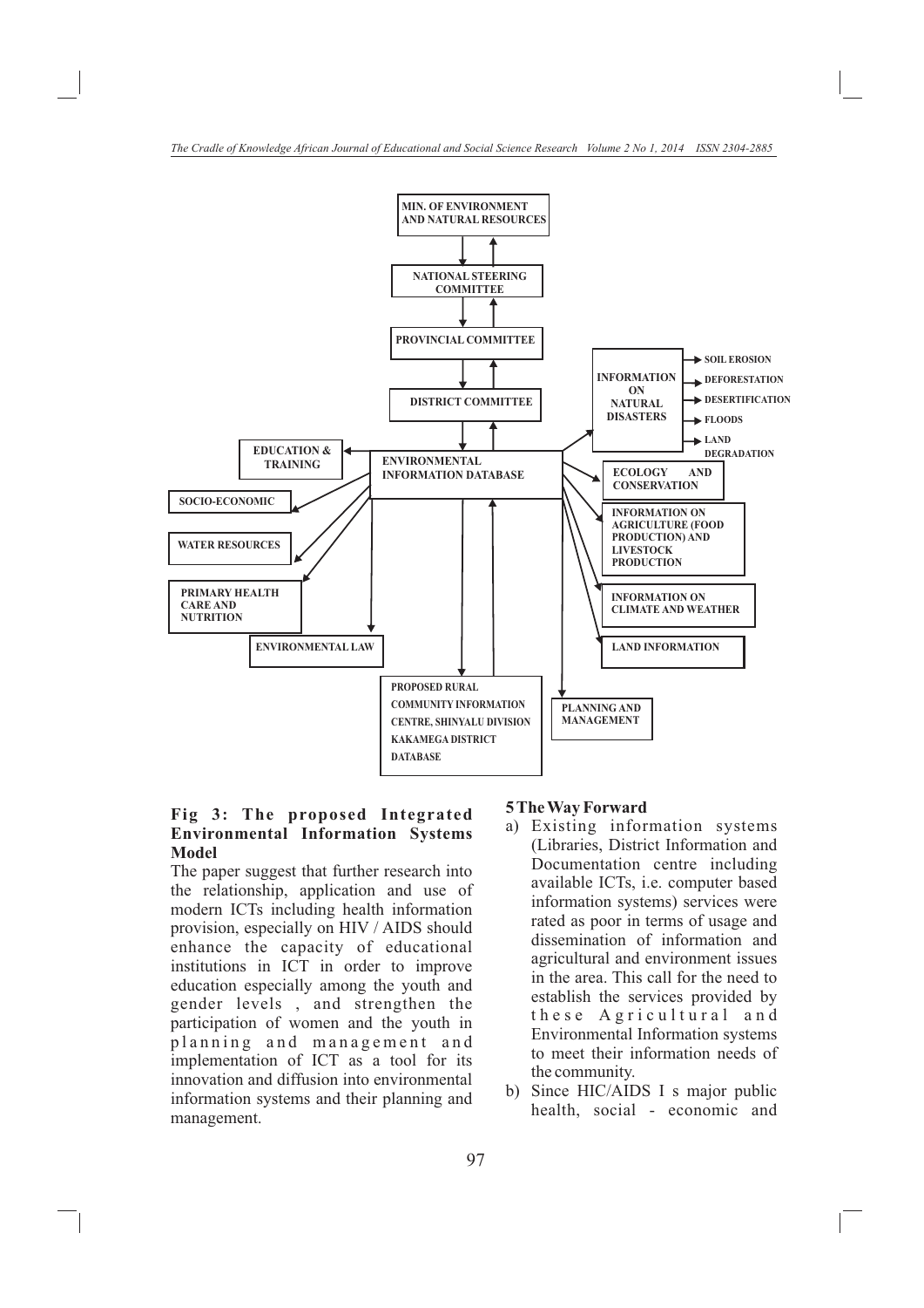MIN. OF ENVIRONMENT AND NATURAL RESOURCES

NATIONAL STEERING COMMITTEE

PROVINCIAL COMMITTEE

DISTRICT COMMITTEE

ENVIRONMENTAL INFORMATION DATABASE

INFORMATION ON NATURAL DISASTERS

SOIL EROSION

DEFORESTATION

DESERTIFICATION

FLOODS

LAND DEGRADATION

EDUCATION & TRAINING

SOCIO-ECONOMIC

WATER RESOURCES

PRIMARY HEALTH CARE AND NUTRITION

ENVIRONMENTAL LAW

ECOLOGY AND CONSERVATION

INFORMATION ON AGRICULTURE (FOOD PRODUCTION) AND LIVESTOCK PRODUCTION

INFORMATION ON CLIMATE AND WEATHER

LAND INFORMATION

PROPOSED RURAL COMMUNITY INFORMATION CENTRE, SHINYALU DIVISION KAKAMEGA DISTRICT DATABASE

PLANNING AND MANAGEMENT

**Fig 3: The proposed Integrated Environmental Information Systems Model**

The paper suggest that further research into the relationship, application and use of modern ICTs including health information provision, especially on HIV / AIDS should enhance the capacity of educational institutions in ICT in order to improve education especially among the youth and gender levels , and strengthen the participation of women and the youth in planning and management and implementation of ICT as a tool for its innovation and diffusion into environmental information systems and their planning and management.

## 5 The Way Forward

a) Existing information systems (Libraries, District Information and Documentation centre including available ICTs, i.e. computer based information systems) services were rated as poor in terms of usage and dissemination of information and agricultural and environment issues in the area. This call for the need to establish the services provided by these Agricultural and Environmental Information systems to meet their information needs of the community.

b) Since HIC/AIDS I s major public health, social - economic and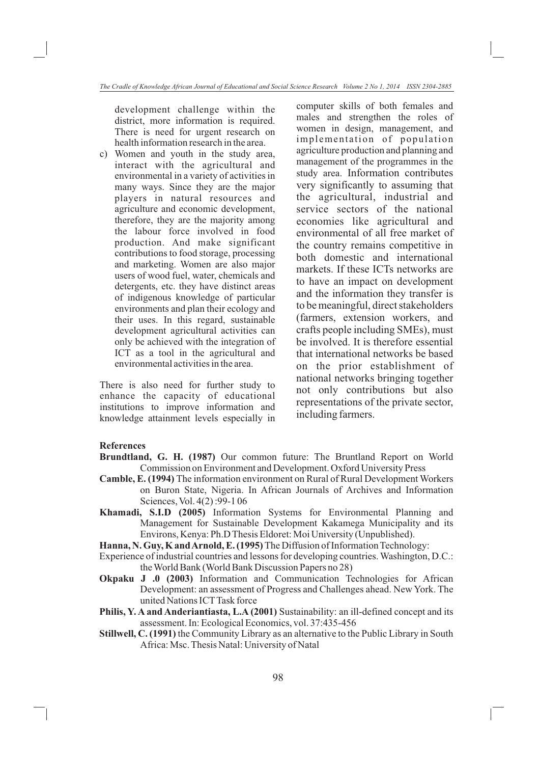development challenge within the district, more information is required. There is need for urgent research on health information research in the area.

c) Women and youth in the study area, interact with the agricultural and environmental in a variety of activities in many ways. Since they are the major players in natural resources and agriculture and economic development, therefore, they are the majority among the labour force involved in food production. And make significant contributions to food storage, processing and marketing. Women are also major users of wood fuel, water, chemicals and detergents, etc. they have distinct areas of indigenous knowledge of particular environments and plan their ecology and their uses. In this regard, sustainable development agricultural activities can only be achieved with the integration of ICT as a tool in the agricultural and environmental activities in the area.

There is also need for further study to enhance the capacity of educational institutions to improve information and knowledge attainment levels especially in computer skills of both females and males and strengthen the roles of women in design, management, and implementation of population agriculture production and planning and management of the programmes in the study area. Information contributes very significantly to assuming that the agricultural, industrial and service sectors of the national economies like agricultural and environmental of all free market of the country remains competitive in both domestic and international markets. If these ICTs networks are to have an impact on development and the information they transfer is to be meaningful, direct stakeholders (farmers, extension workers, and crafts people including SMEs), must be involved. It is therefore essential that international networks be based on the prior establishment of national networks bringing together not only contributions but also representations of the private sector, including farmers.

## References

**Brundtland, G. H. (1987)** Our common future: The Bruntland Report on World Commission on Environment and Development. Oxford University Press

**Camble, E. (1994)** The information environment on Rural of Rural Development Workers on Buron State, Nigeria. In African Journals of Archives and Information Sciences, Vol. 4(2) :99-1 06

**Khamadi, S.I.D (2005)** Information Systems for Environmental Planning and Management for Sustainable Development Kakamega Municipality and its Environs, Kenya: Ph.D Thesis Eldoret: Moi University (Unpublished).

**Hanna, N. Guy, K and Arnold, E. (1995)** The Diffusion of Information Technology: Experience of industrial countries and lessons for developing countries. Washington, D.C.: the World Bank (World Bank Discussion Papers no 28)

**Okpaku J .0 (2003)** Information and Communication Technologies for African Development: an assessment of Progress and Challenges ahead. New York. The united Nations ICT Task force

**Philis, Y. A and Anderiantiasta, L.A (2001)** Sustainability: an ill-defined concept and its assessment. In: Ecological Economics, vol. 37:435-456

**Stillwell, C. (1991)** the Community Library as an alternative to the Public Library in South Africa: Msc. Thesis Natal: University of Natal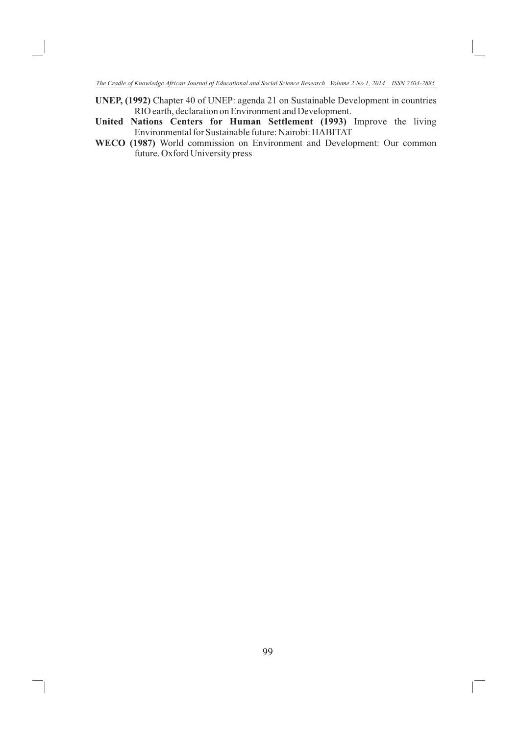**UNEP, (1992)** Chapter 40 of UNEP: agenda 21 on Sustainable Development in countries RIO earth, declaration on Environment and Development.

**United Nations Centers for Human Settlement (1993)** Improve the living Environmental for Sustainable future: Nairobi: HABITAT

**WECO (1987)** World commission on Environment and Development: Our common future. Oxford University press